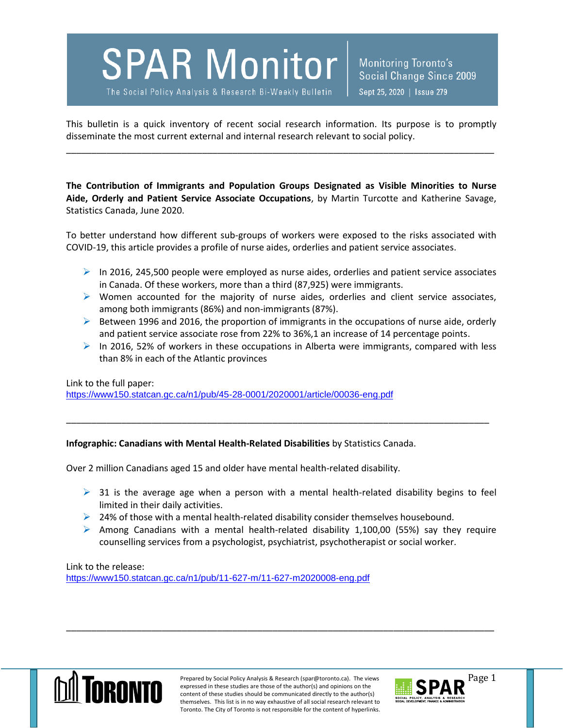# SPAR Monitor

The Social Policy Analysis & Research Bi-Weekly Bulletin

Monitoring Toronto's Social Change Since 2009

Sept 25, 2020 | Issue 279

This bulletin is a quick inventory of recent social research information. Its purpose is to promptly disseminate the most current external and internal research relevant to social policy.

---

**The Contribution of Immigrants and Population Groups Designated as Visible Minorities to Nurse Aide, Orderly and Patient Service Associate Occupations**, by Martin Turcotte and Katherine Savage, Statistics Canada, June 2020.

To better understand how different sub-groups of workers were exposed to the risks associated with COVID-19, this article provides a profile of nurse aides, orderlies and patient service associates.

- In 2016, 245,500 people were employed as nurse aides, orderlies and patient service associates in Canada. Of these workers, more than a third (87,925) were immigrants.
- Women accounted for the majority of nurse aides, orderlies and client service associates, among both immigrants (86%) and non-immigrants (87%).
- Between 1996 and 2016, the proportion of immigrants in the occupations of nurse aide, orderly and patient service associate rose from 22% to 36%,1 an increase of 14 percentage points.
- In 2016, 52% of workers in these occupations in Alberta were immigrants, compared with less than 8% in each of the Atlantic provinces

Link to the full paper:
https://www150.statcan.gc.ca/n1/pub/45-28-0001/2020001/article/00036-eng.pdf

---

**Infographic: Canadians with Mental Health-Related Disabilities** by Statistics Canada.

Over 2 million Canadians aged 15 and older have mental health-related disability.

- 31 is the average age when a person with a mental health-related disability begins to feel limited in their daily activities.
- 24% of those with a mental health-related disability consider themselves housebound.
- Among Canadians with a mental health-related disability 1,100,00 (55%) say they require counselling services from a psychologist, psychiatrist, psychotherapist or social worker.

Link to the release:
https://www150.statcan.gc.ca/n1/pub/11-627-m/11-627-m2020008-eng.pdf

---

Prepared by Social Policy Analysis & Research (spar@toronto.ca). The views expressed in these studies are those of the author(s) and opinions on the content of these studies should be communicated directly to the author(s) themselves. This list is in no way exhaustive of all social research relevant to Toronto. The City of Toronto is not responsible for the content of hyperlinks.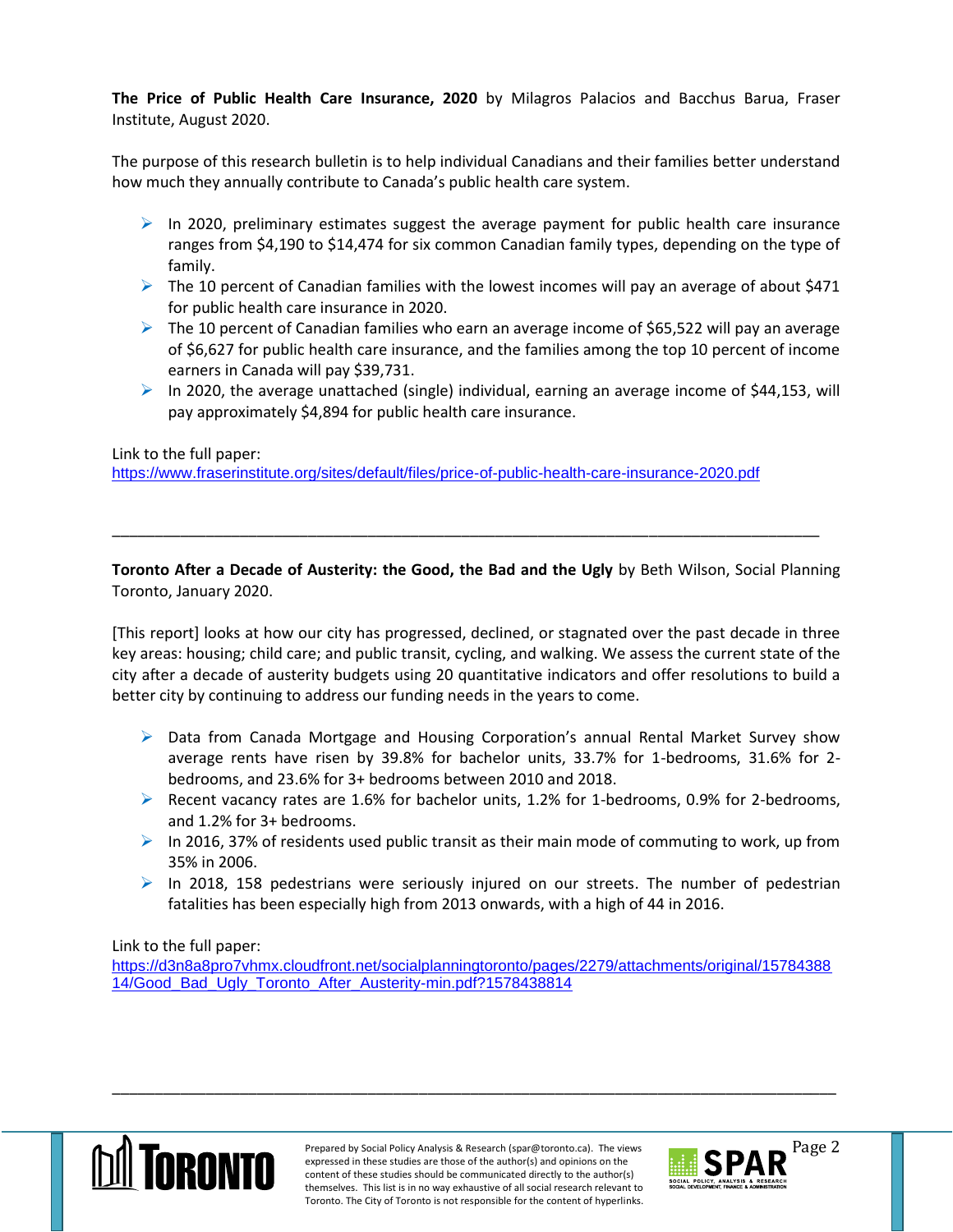**The Price of Public Health Care Insurance, 2020** by Milagros Palacios and Bacchus Barua, Fraser Institute, August 2020.

The purpose of this research bulletin is to help individual Canadians and their families better understand how much they annually contribute to Canada's public health care system.

- In 2020, preliminary estimates suggest the average payment for public health care insurance ranges from $4,190 to $14,474 for six common Canadian family types, depending on the type of family.
- The 10 percent of Canadian families with the lowest incomes will pay an average of about $471 for public health care insurance in 2020.
- The 10 percent of Canadian families who earn an average income of $65,522 will pay an average of $6,627 for public health care insurance, and the families among the top 10 percent of income earners in Canada will pay $39,731.
- In 2020, the average unattached (single) individual, earning an average income of $44,153, will pay approximately $4,894 for public health care insurance.

Link to the full paper:
https://www.fraserinstitute.org/sites/default/files/price-of-public-health-care-insurance-2020.pdf

---

**Toronto After a Decade of Austerity: the Good, the Bad and the Ugly** by Beth Wilson, Social Planning Toronto, January 2020.

[This report] looks at how our city has progressed, declined, or stagnated over the past decade in three key areas: housing; child care; and public transit, cycling, and walking. We assess the current state of the city after a decade of austerity budgets using 20 quantitative indicators and offer resolutions to build a better city by continuing to address our funding needs in the years to come.

- Data from Canada Mortgage and Housing Corporation's annual Rental Market Survey show average rents have risen by 39.8% for bachelor units, 33.7% for 1-bedrooms, 31.6% for 2-bedrooms, and 23.6% for 3+ bedrooms between 2010 and 2018.
- Recent vacancy rates are 1.6% for bachelor units, 1.2% for 1-bedrooms, 0.9% for 2-bedrooms, and 1.2% for 3+ bedrooms.
- In 2016, 37% of residents used public transit as their main mode of commuting to work, up from 35% in 2006.
- In 2018, 158 pedestrians were seriously injured on our streets. The number of pedestrian fatalities has been especially high from 2013 onwards, with a high of 44 in 2016.

Link to the full paper:
https://d3n8a8pro7vhmx.cloudfront.net/socialplanningtoronto/pages/2279/attachments/original/1578438814/Good_Bad_Ugly_Toronto_After_Austerity-min.pdf?1578438814

---

Prepared by Social Policy Analysis & Research (spar@toronto.ca). The views expressed in these studies are those of the author(s) and opinions on the content of these studies should be communicated directly to the author(s) themselves. This list is in no way exhaustive of all social research relevant to Toronto. The City of Toronto is not responsible for the content of hyperlinks.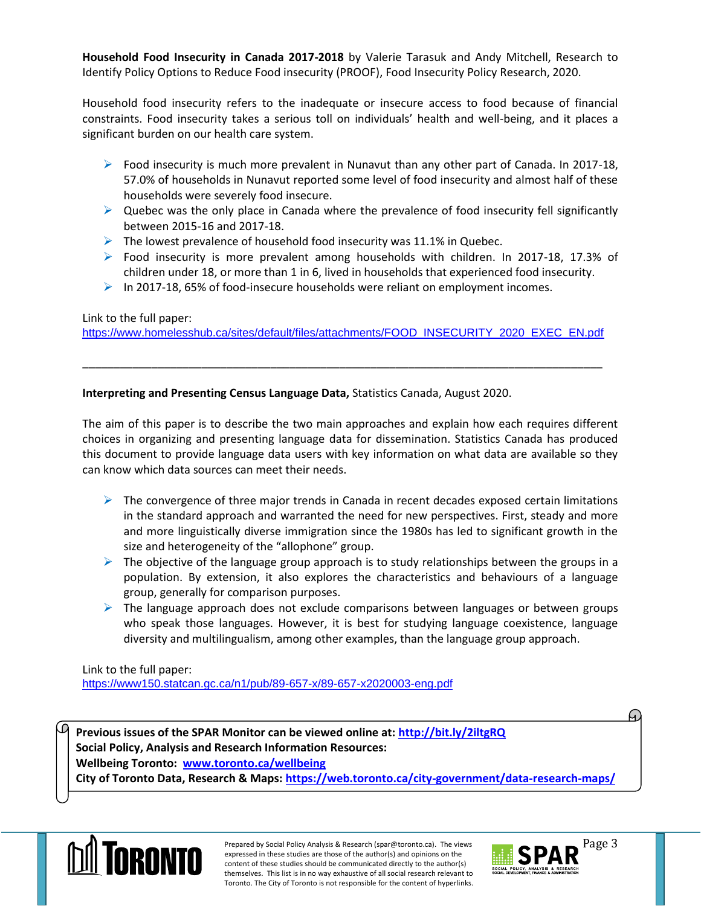**Household Food Insecurity in Canada 2017-2018** by Valerie Tarasuk and Andy Mitchell, Research to Identify Policy Options to Reduce Food insecurity (PROOF), Food Insecurity Policy Research, 2020.

Household food insecurity refers to the inadequate or insecure access to food because of financial constraints. Food insecurity takes a serious toll on individuals' health and well-being, and it places a significant burden on our health care system.

- Food insecurity is much more prevalent in Nunavut than any other part of Canada. In 2017-18, 57.0% of households in Nunavut reported some level of food insecurity and almost half of these households were severely food insecure.
- Quebec was the only place in Canada where the prevalence of food insecurity fell significantly between 2015-16 and 2017-18.
- The lowest prevalence of household food insecurity was 11.1% in Quebec.
- Food insecurity is more prevalent among households with children. In 2017-18, 17.3% of children under 18, or more than 1 in 6, lived in households that experienced food insecurity.
- In 2017-18, 65% of food-insecure households were reliant on employment incomes.

Link to the full paper:
https://www.homelesshub.ca/sites/default/files/attachments/FOOD_INSECURITY_2020_EXEC_EN.pdf

---

**Interpreting and Presenting Census Language Data,** Statistics Canada, August 2020.

The aim of this paper is to describe the two main approaches and explain how each requires different choices in organizing and presenting language data for dissemination. Statistics Canada has produced this document to provide language data users with key information on what data are available so they can know which data sources can meet their needs.

- The convergence of three major trends in Canada in recent decades exposed certain limitations in the standard approach and warranted the need for new perspectives. First, steady and more and more linguistically diverse immigration since the 1980s has led to significant growth in the size and heterogeneity of the "allophone" group.
- The objective of the language group approach is to study relationships between the groups in a population. By extension, it also explores the characteristics and behaviours of a language group, generally for comparison purposes.
- The language approach does not exclude comparisons between languages or between groups who speak those languages. However, it is best for studying language coexistence, language diversity and multilingualism, among other examples, than the language group approach.

Link to the full paper:
https://www150.statcan.gc.ca/n1/pub/89-657-x/89-657-x2020003-eng.pdf

**Previous issues of the SPAR Monitor can be viewed online at: http://bit.ly/2iltgRQ**
**Social Policy, Analysis and Research Information Resources:**
**Wellbeing Toronto: www.toronto.ca/wellbeing**
**City of Toronto Data, Research & Maps: https://web.toronto.ca/city-government/data-research-maps/**

Prepared by Social Policy Analysis & Research (spar@toronto.ca). The views expressed in these studies are those of the author(s) and opinions on the content of these studies should be communicated directly to the author(s) themselves. This list is in no way exhaustive of all social research relevant to Toronto. The City of Toronto is not responsible for the content of hyperlinks.